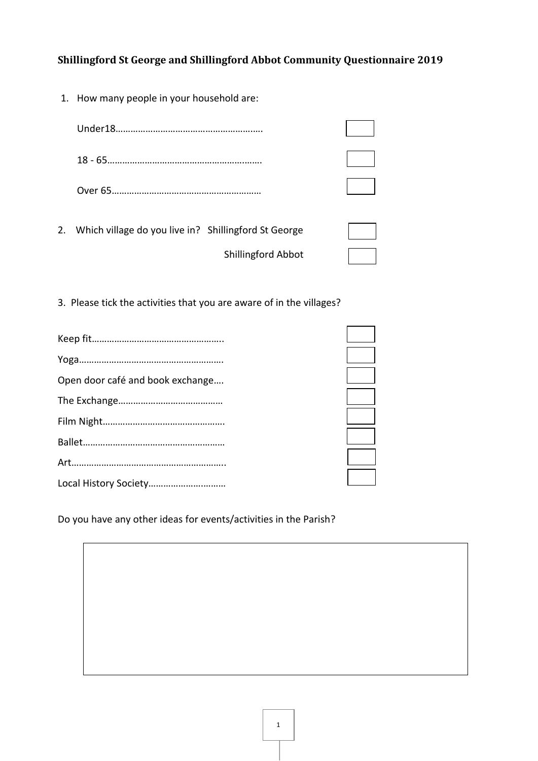**Shillingford St George and Shillingford Abbot Community Questionnaire 2019**

1. How many people in your household are:

   Under18………………………………………………….. ☐

   18 - 65……………………………………………………. ☐

   Over 65…………………………………………………… ☐

2. Which village do you live in? Shillingford St George ☐

   Shillingford Abbot ☐

3. Please tick the activities that you are aware of in the villages?

Keep fit…………………………………………….. ☐

Yoga…………………………………………………. ☐

Open door café and book exchange…. ☐

The Exchange…………………………………… ☐

Film Night…………………………………………. ☐

Ballet………………………………………………… ☐

Art……………………………………………………. ☐

Local History Society………………………… ☐

Do you have any other ideas for events/activities in the Parish?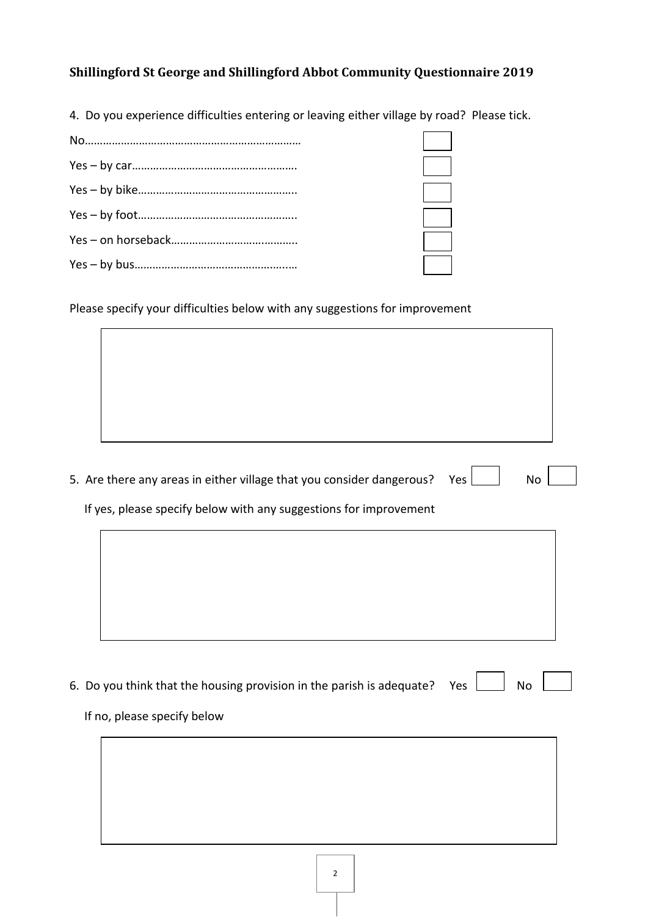**Shillingford St George and Shillingford Abbot Community Questionnaire 2019**

4. Do you experience difficulties entering or leaving either village by road? Please tick.

No……………………………………………………………… ☐

Yes – by car………………………………………………. ☐

Yes – by bike……………………………………………. ☐

Yes – by foot……………………………………………. ☐

Yes – on horseback………………………………….. ☐

Yes – by bus……………………………………………… ☐

Please specify your difficulties below with any suggestions for improvement

5. Are there any areas in either village that you consider dangerous? Yes ☐ No ☐

If yes, please specify below with any suggestions for improvement

6. Do you think that the housing provision in the parish is adequate? Yes ☐ No ☐

If no, please specify below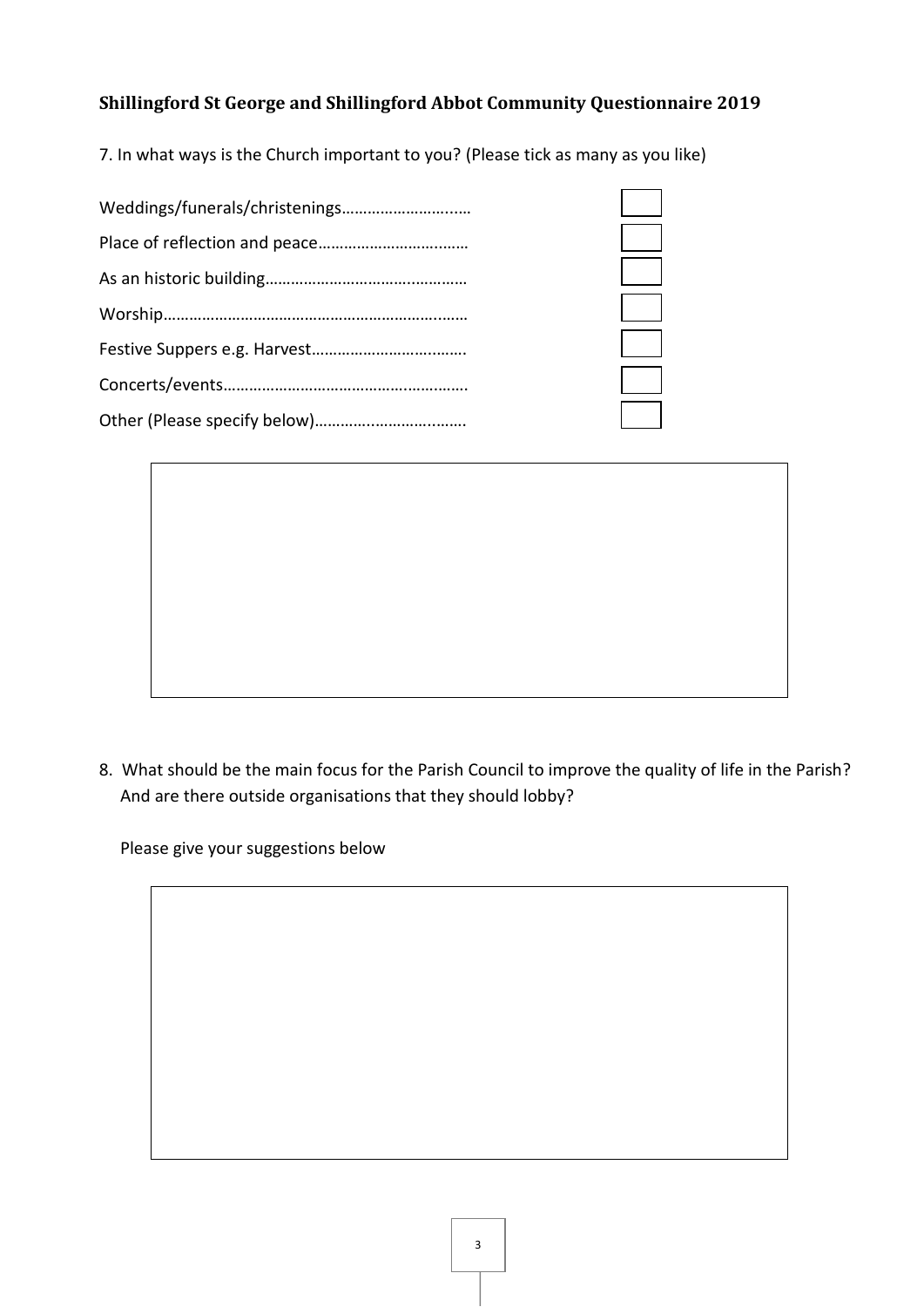**Shillingford St George and Shillingford Abbot Community Questionnaire 2019**

7. In what ways is the Church important to you? (Please tick as many as you like)

- Weddings/funerals/christenings………………………..… ☐
- Place of reflection and peace……………………….…… ☐
- As an historic building…………………………….………… ☐
- Worship……………………………………………………….…… ☐
- Festive Suppers e.g. Harvest…………………………..…… ☐
- Concerts/events…………………………………………….…… ☐
- Other (Please specify below)……………..……………… ☐

8. What should be the main focus for the Parish Council to improve the quality of life in the Parish? And are there outside organisations that they should lobby?

   Please give your suggestions below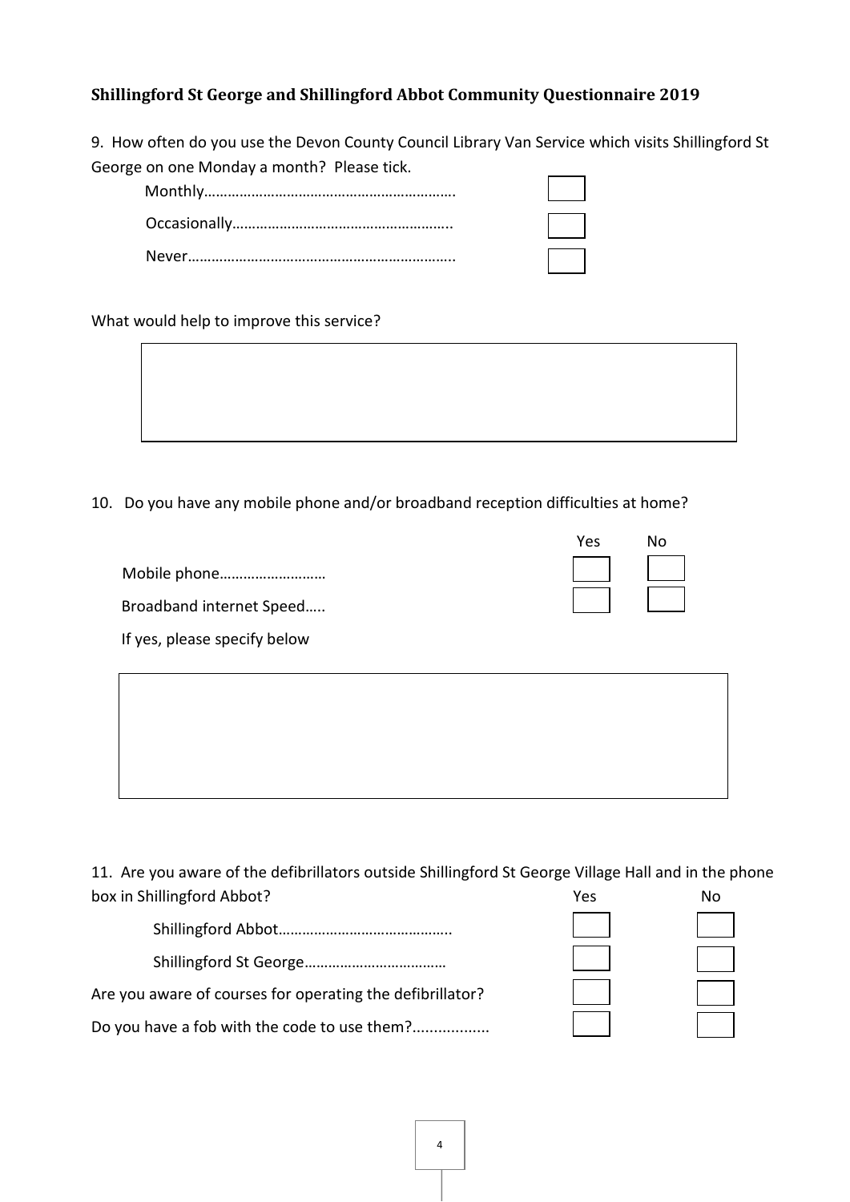**Shillingford St George and Shillingford Abbot Community Questionnaire 2019**

9. How often do you use the Devon County Council Library Van Service which visits Shillingford St George on one Monday a month? Please tick.

| | |
|---|---|
| Monthly……………………………………………………. | ☐ |
| Occasionally……………………………………………….. | ☐ |
| Never…………………………………………………………. | ☐ |

What would help to improve this service?

10. Do you have any mobile phone and/or broadband reception difficulties at home?

| | Yes | No |
|---|---|---|
| Mobile phone……………………… | ☐ | ☐ |
| Broadband internet Speed….. | ☐ | ☐ |

If yes, please specify below

11. Are you aware of the defibrillators outside Shillingford St George Village Hall and in the phone box in Shillingford Abbot?

| | Yes | No |
|---|---|---|
| Shillingford Abbot…………………………………….. | ☐ | ☐ |
| Shillingford St George……………………………… | ☐ | ☐ |
| Are you aware of courses for operating the defibrillator? | ☐ | ☐ |
| Do you have a fob with the code to use them?.................. | ☐ | ☐ |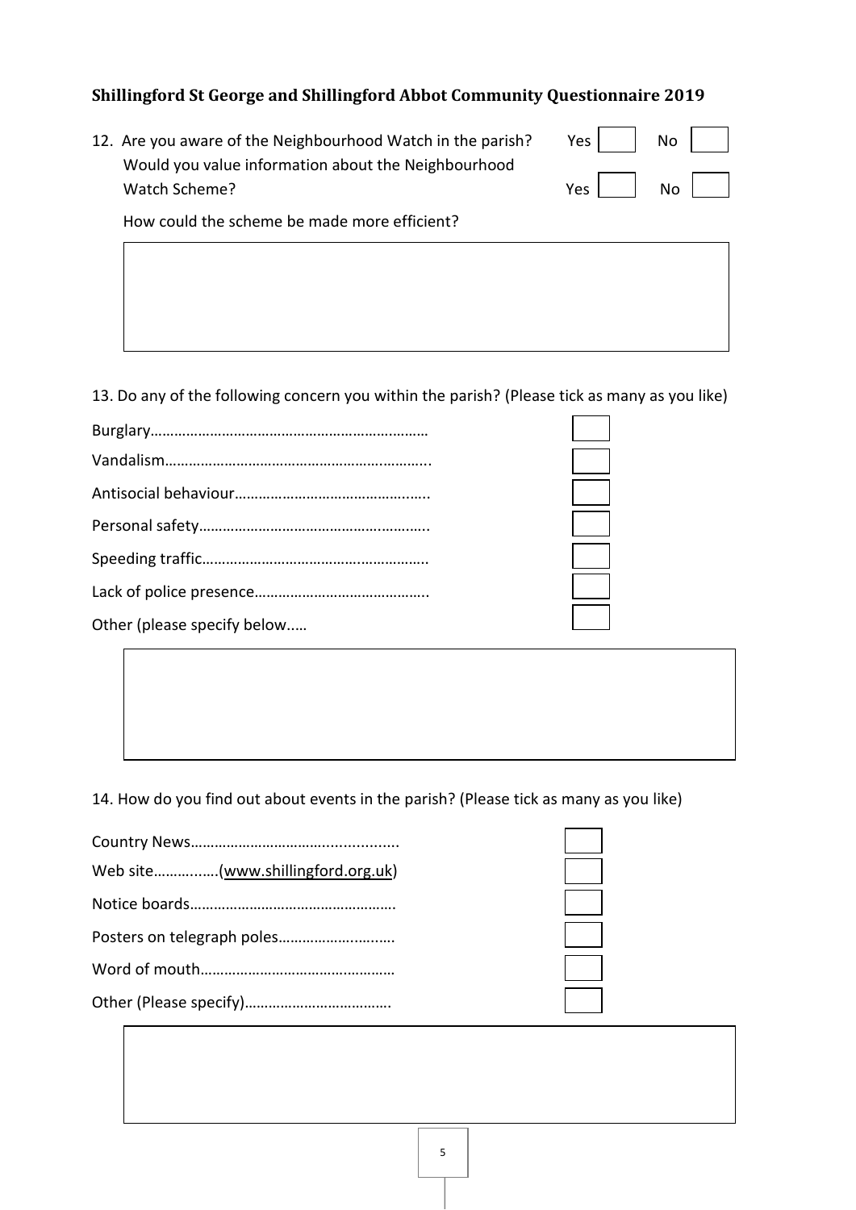**Shillingford St George and Shillingford Abbot Community Questionnaire 2019**

12. Are you aware of the Neighbourhood Watch in the parish? Yes ☐ No ☐

    Would you value information about the Neighbourhood Watch Scheme? Yes ☐ No ☐

    How could the scheme be made more efficient?

13. Do any of the following concern you within the parish? (Please tick as many as you like)

- Burglary…………………………………………………………… ☐
- Vandalism…………………………………………………………... ☐
- Antisocial behaviour………………………………………….. ☐
- Personal safety………………………………………………….. ☐
- Speeding traffic…………………………………………………. ☐
- Lack of police presence…………………………………….. ☐
- Other (please specify below….. ☐

14. How do you find out about events in the parish? (Please tick as many as you like)

- Country News……………………………………………. ☐
- Web site……………(www.shillingford.org.uk) ☐
- Notice boards……………………………………………. ☐
- Posters on telegraph poles……………………….. ☐
- Word of mouth………………………………………… ☐
- Other (Please specify)……………………………… ☐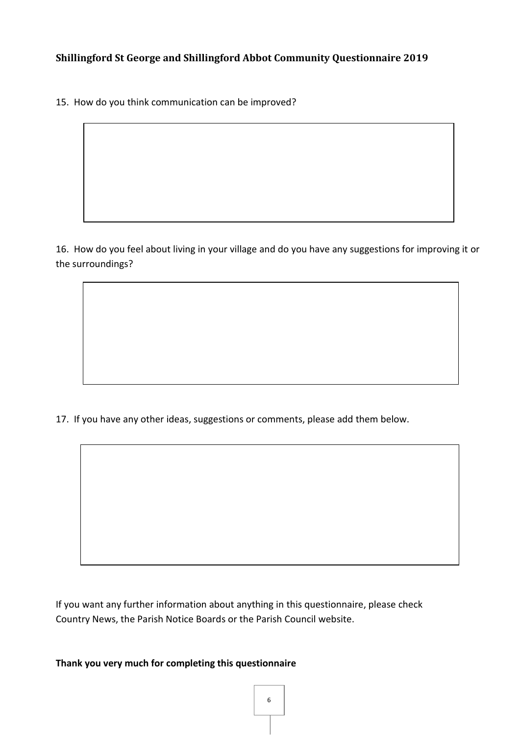**Shillingford St George and Shillingford Abbot Community Questionnaire 2019**

15. How do you think communication can be improved?

16. How do you feel about living in your village and do you have any suggestions for improving it or the surroundings?

17. If you have any other ideas, suggestions or comments, please add them below.

If you want any further information about anything in this questionnaire, please check Country News, the Parish Notice Boards or the Parish Council website.

**Thank you very much for completing this questionnaire**